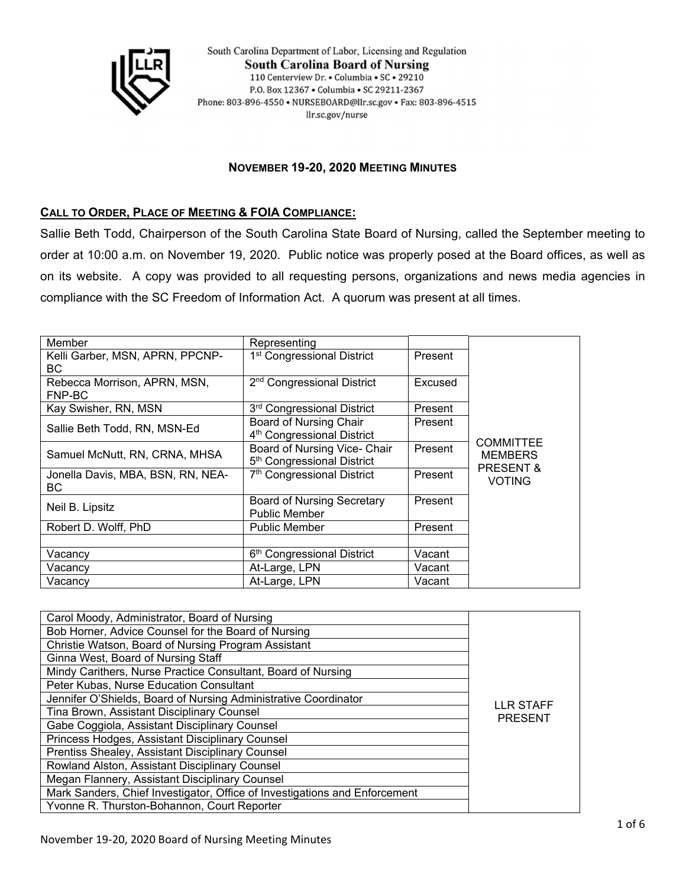South Carolina Department of Labor, Licensing and Regulation
**South Carolina Board of Nursing**
110 Centerview Dr. • Columbia • SC • 29210
P.O. Box 12367 • Columbia • SC 29211-2367
Phone: 803-896-4550 • NURSEBOARD@llr.sc.gov • Fax: 803-896-4515
llr.sc.gov/nurse

## NOVEMBER 19-20, 2020 MEETING MINUTES

### CALL TO ORDER, PLACE OF MEETING & FOIA COMPLIANCE:

Sallie Beth Todd, Chairperson of the South Carolina State Board of Nursing, called the September meeting to order at 10:00 a.m. on November 19, 2020. Public notice was properly posed at the Board offices, as well as on its website. A copy was provided to all requesting persons, organizations and news media agencies in compliance with the SC Freedom of Information Act. A quorum was present at all times.

| Member | Representing | | |
|---|---|---|---|
| Kelli Garber, MSN, APRN, PPCNP-BC | 1st Congressional District | Present | COMMITTEE MEMBERS PRESENT & VOTING |
| Rebecca Morrison, APRN, MSN, FNP-BC | 2nd Congressional District | Excused | |
| Kay Swisher, RN, MSN | 3rd Congressional District | Present | |
| Sallie Beth Todd, RN, MSN-Ed | Board of Nursing Chair 4th Congressional District | Present | |
| Samuel McNutt, RN, CRNA, MHSA | Board of Nursing Vice- Chair 5th Congressional District | Present | |
| Jonella Davis, MBA, BSN, RN, NEA-BC | 7th Congressional District | Present | |
| Neil B. Lipsitz | Board of Nursing Secretary Public Member | Present | |
| Robert D. Wolff, PhD | Public Member | Present | |
| | | | |
| Vacancy | 6th Congressional District | Vacant | |
| Vacancy | At-Large, LPN | Vacant | |
| Vacancy | At-Large, LPN | Vacant | |

| Staff | |
|---|---|
| Carol Moody, Administrator, Board of Nursing | LLR STAFF PRESENT |
| Bob Horner, Advice Counsel for the Board of Nursing | |
| Christie Watson, Board of Nursing Program Assistant | |
| Ginna West, Board of Nursing Staff | |
| Mindy Carithers, Nurse Practice Consultant, Board of Nursing | |
| Peter Kubas, Nurse Education Consultant | |
| Jennifer O'Shields, Board of Nursing Administrative Coordinator | |
| Tina Brown, Assistant Disciplinary Counsel | |
| Gabe Coggiola, Assistant Disciplinary Counsel | |
| Princess Hodges, Assistant Disciplinary Counsel | |
| Prentiss Shealey, Assistant Disciplinary Counsel | |
| Rowland Alston, Assistant Disciplinary Counsel | |
| Megan Flannery, Assistant Disciplinary Counsel | |
| Mark Sanders, Chief Investigator, Office of Investigations and Enforcement | |
| Yvonne R. Thurston-Bohannon, Court Reporter | |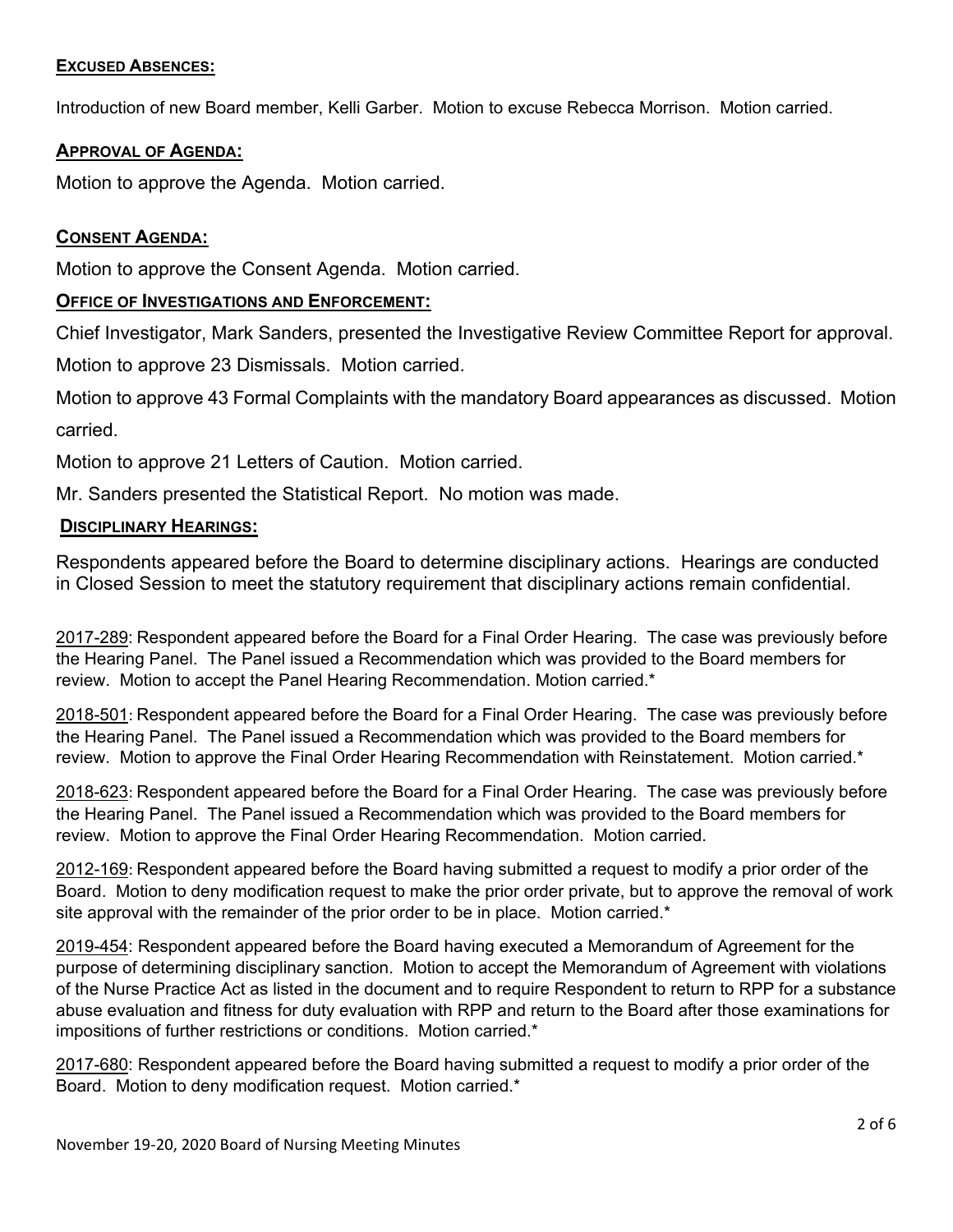## EXCUSED ABSENCES:

Introduction of new Board member, Kelli Garber. Motion to excuse Rebecca Morrison. Motion carried.

## APPROVAL OF AGENDA:

Motion to approve the Agenda. Motion carried.

## CONSENT AGENDA:

Motion to approve the Consent Agenda. Motion carried.

## OFFICE OF INVESTIGATIONS AND ENFORCEMENT:

Chief Investigator, Mark Sanders, presented the Investigative Review Committee Report for approval.

Motion to approve 23 Dismissals. Motion carried.

Motion to approve 43 Formal Complaints with the mandatory Board appearances as discussed. Motion carried.

Motion to approve 21 Letters of Caution. Motion carried.

Mr. Sanders presented the Statistical Report. No motion was made.

## DISCIPLINARY HEARINGS:

Respondents appeared before the Board to determine disciplinary actions. Hearings are conducted in Closed Session to meet the statutory requirement that disciplinary actions remain confidential.

2017-289: Respondent appeared before the Board for a Final Order Hearing. The case was previously before the Hearing Panel. The Panel issued a Recommendation which was provided to the Board members for review. Motion to accept the Panel Hearing Recommendation. Motion carried.*

2018-501: Respondent appeared before the Board for a Final Order Hearing. The case was previously before the Hearing Panel. The Panel issued a Recommendation which was provided to the Board members for review. Motion to approve the Final Order Hearing Recommendation with Reinstatement. Motion carried.*

2018-623: Respondent appeared before the Board for a Final Order Hearing. The case was previously before the Hearing Panel. The Panel issued a Recommendation which was provided to the Board members for review. Motion to approve the Final Order Hearing Recommendation. Motion carried.

2012-169: Respondent appeared before the Board having submitted a request to modify a prior order of the Board. Motion to deny modification request to make the prior order private, but to approve the removal of work site approval with the remainder of the prior order to be in place. Motion carried.*

2019-454: Respondent appeared before the Board having executed a Memorandum of Agreement for the purpose of determining disciplinary sanction. Motion to accept the Memorandum of Agreement with violations of the Nurse Practice Act as listed in the document and to require Respondent to return to RPP for a substance abuse evaluation and fitness for duty evaluation with RPP and return to the Board after those examinations for impositions of further restrictions or conditions. Motion carried.*

2017-680: Respondent appeared before the Board having submitted a request to modify a prior order of the Board. Motion to deny modification request. Motion carried.*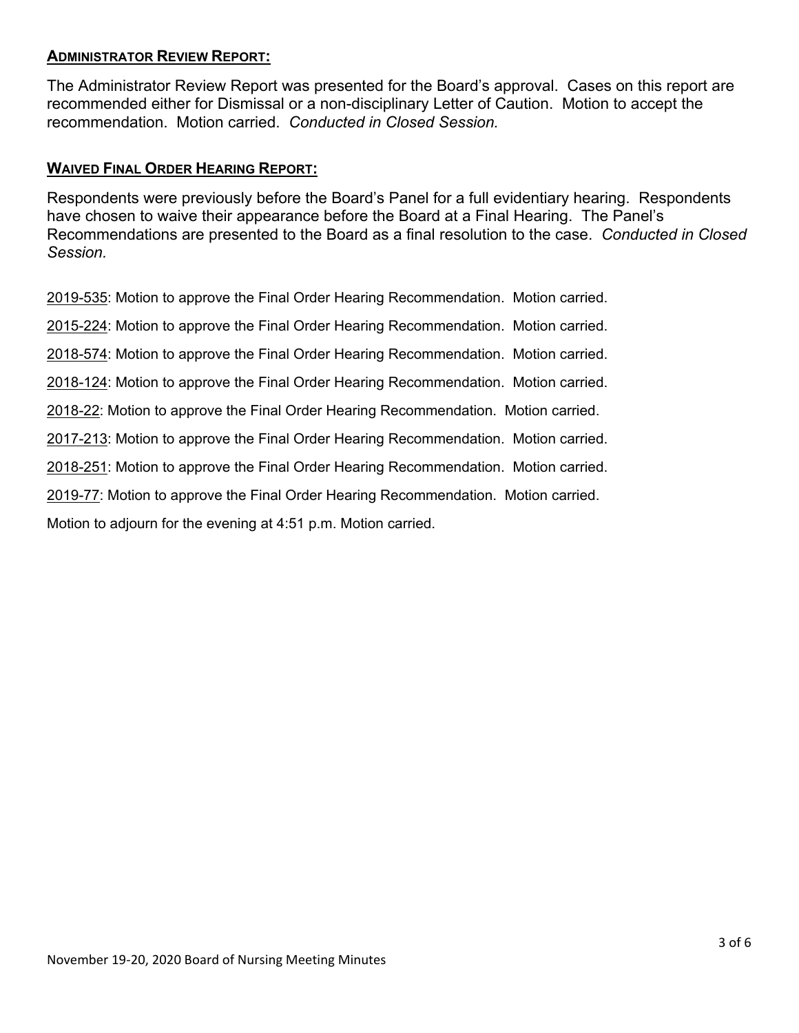## ADMINISTRATOR REVIEW REPORT:

The Administrator Review Report was presented for the Board's approval. Cases on this report are recommended either for Dismissal or a non-disciplinary Letter of Caution. Motion to accept the recommendation. Motion carried. *Conducted in Closed Session.*

## WAIVED FINAL ORDER HEARING REPORT:

Respondents were previously before the Board's Panel for a full evidentiary hearing. Respondents have chosen to waive their appearance before the Board at a Final Hearing. The Panel's Recommendations are presented to the Board as a final resolution to the case. *Conducted in Closed Session.*

2019-535: Motion to approve the Final Order Hearing Recommendation. Motion carried.

2015-224: Motion to approve the Final Order Hearing Recommendation. Motion carried.

2018-574: Motion to approve the Final Order Hearing Recommendation. Motion carried.

2018-124: Motion to approve the Final Order Hearing Recommendation. Motion carried.

2018-22: Motion to approve the Final Order Hearing Recommendation. Motion carried.

2017-213: Motion to approve the Final Order Hearing Recommendation. Motion carried.

2018-251: Motion to approve the Final Order Hearing Recommendation. Motion carried.

2019-77: Motion to approve the Final Order Hearing Recommendation. Motion carried.

Motion to adjourn for the evening at 4:51 p.m. Motion carried.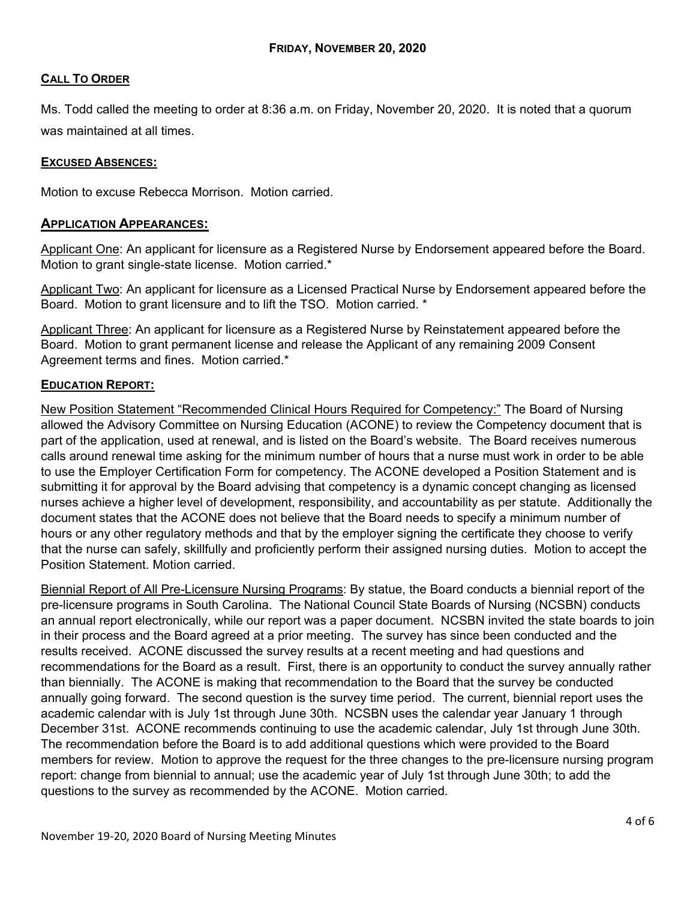## FRIDAY, NOVEMBER 20, 2020

**CALL TO ORDER**

Ms. Todd called the meeting to order at 8:36 a.m. on Friday, November 20, 2020. It is noted that a quorum was maintained at all times.

**EXCUSED ABSENCES:**

Motion to excuse Rebecca Morrison. Motion carried.

**APPLICATION APPEARANCES:**

Applicant One: An applicant for licensure as a Registered Nurse by Endorsement appeared before the Board. Motion to grant single-state license. Motion carried.*

Applicant Two: An applicant for licensure as a Licensed Practical Nurse by Endorsement appeared before the Board. Motion to grant licensure and to lift the TSO. Motion carried. *

Applicant Three: An applicant for licensure as a Registered Nurse by Reinstatement appeared before the Board. Motion to grant permanent license and release the Applicant of any remaining 2009 Consent Agreement terms and fines. Motion carried.*

**EDUCATION REPORT:**

New Position Statement "Recommended Clinical Hours Required for Competency:" The Board of Nursing allowed the Advisory Committee on Nursing Education (ACONE) to review the Competency document that is part of the application, used at renewal, and is listed on the Board's website. The Board receives numerous calls around renewal time asking for the minimum number of hours that a nurse must work in order to be able to use the Employer Certification Form for competency. The ACONE developed a Position Statement and is submitting it for approval by the Board advising that competency is a dynamic concept changing as licensed nurses achieve a higher level of development, responsibility, and accountability as per statute. Additionally the document states that the ACONE does not believe that the Board needs to specify a minimum number of hours or any other regulatory methods and that by the employer signing the certificate they choose to verify that the nurse can safely, skillfully and proficiently perform their assigned nursing duties. Motion to accept the Position Statement. Motion carried.

Biennial Report of All Pre-Licensure Nursing Programs: By statue, the Board conducts a biennial report of the pre-licensure programs in South Carolina. The National Council State Boards of Nursing (NCSBN) conducts an annual report electronically, while our report was a paper document. NCSBN invited the state boards to join in their process and the Board agreed at a prior meeting. The survey has since been conducted and the results received. ACONE discussed the survey results at a recent meeting and had questions and recommendations for the Board as a result. First, there is an opportunity to conduct the survey annually rather than biennially. The ACONE is making that recommendation to the Board that the survey be conducted annually going forward. The second question is the survey time period. The current, biennial report uses the academic calendar with is July 1st through June 30th. NCSBN uses the calendar year January 1 through December 31st. ACONE recommends continuing to use the academic calendar, July 1st through June 30th. The recommendation before the Board is to add additional questions which were provided to the Board members for review. Motion to approve the request for the three changes to the pre-licensure nursing program report: change from biennial to annual; use the academic year of July 1st through June 30th; to add the questions to the survey as recommended by the ACONE. Motion carried.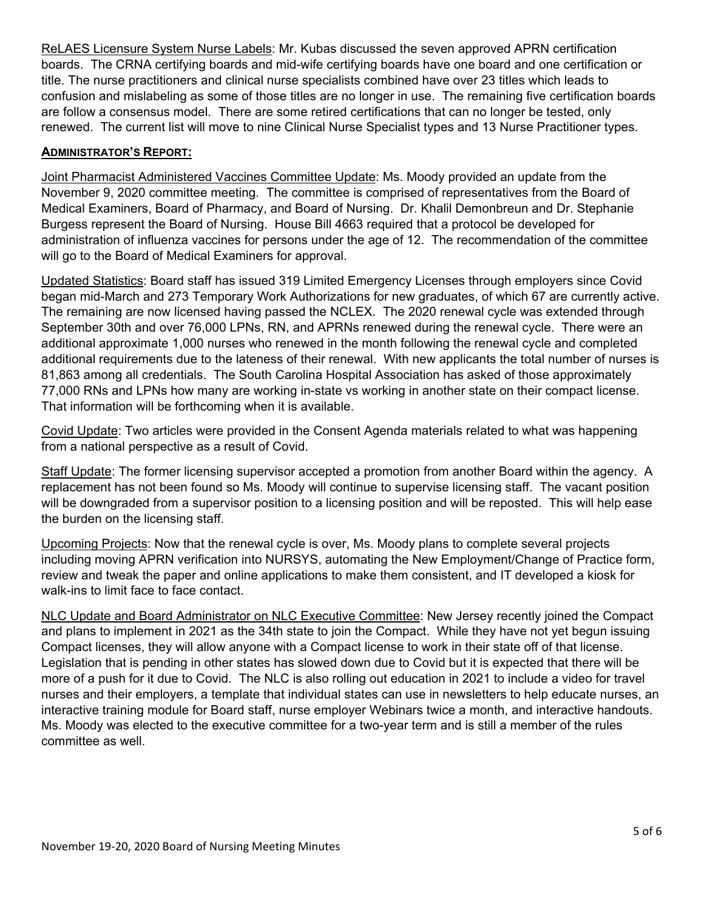ReLAES Licensure System Nurse Labels: Mr. Kubas discussed the seven approved APRN certification boards. The CRNA certifying boards and mid-wife certifying boards have one board and one certification or title. The nurse practitioners and clinical nurse specialists combined have over 23 titles which leads to confusion and mislabeling as some of those titles are no longer in use. The remaining five certification boards are follow a consensus model. There are some retired certifications that can no longer be tested, only renewed. The current list will move to nine Clinical Nurse Specialist types and 13 Nurse Practitioner types.

**ADMINISTRATOR'S REPORT:**

Joint Pharmacist Administered Vaccines Committee Update: Ms. Moody provided an update from the November 9, 2020 committee meeting. The committee is comprised of representatives from the Board of Medical Examiners, Board of Pharmacy, and Board of Nursing. Dr. Khalil Demonbreun and Dr. Stephanie Burgess represent the Board of Nursing. House Bill 4663 required that a protocol be developed for administration of influenza vaccines for persons under the age of 12. The recommendation of the committee will go to the Board of Medical Examiners for approval.

Updated Statistics: Board staff has issued 319 Limited Emergency Licenses through employers since Covid began mid-March and 273 Temporary Work Authorizations for new graduates, of which 67 are currently active. The remaining are now licensed having passed the NCLEX. The 2020 renewal cycle was extended through September 30th and over 76,000 LPNs, RN, and APRNs renewed during the renewal cycle. There were an additional approximate 1,000 nurses who renewed in the month following the renewal cycle and completed additional requirements due to the lateness of their renewal. With new applicants the total number of nurses is 81,863 among all credentials. The South Carolina Hospital Association has asked of those approximately 77,000 RNs and LPNs how many are working in-state vs working in another state on their compact license. That information will be forthcoming when it is available.

Covid Update: Two articles were provided in the Consent Agenda materials related to what was happening from a national perspective as a result of Covid.

Staff Update: The former licensing supervisor accepted a promotion from another Board within the agency. A replacement has not been found so Ms. Moody will continue to supervise licensing staff. The vacant position will be downgraded from a supervisor position to a licensing position and will be reposted. This will help ease the burden on the licensing staff.

Upcoming Projects: Now that the renewal cycle is over, Ms. Moody plans to complete several projects including moving APRN verification into NURSYS, automating the New Employment/Change of Practice form, review and tweak the paper and online applications to make them consistent, and IT developed a kiosk for walk-ins to limit face to face contact.

NLC Update and Board Administrator on NLC Executive Committee: New Jersey recently joined the Compact and plans to implement in 2021 as the 34th state to join the Compact. While they have not yet begun issuing Compact licenses, they will allow anyone with a Compact license to work in their state off of that license. Legislation that is pending in other states has slowed down due to Covid but it is expected that there will be more of a push for it due to Covid. The NLC is also rolling out education in 2021 to include a video for travel nurses and their employers, a template that individual states can use in newsletters to help educate nurses, an interactive training module for Board staff, nurse employer Webinars twice a month, and interactive handouts. Ms. Moody was elected to the executive committee for a two-year term and is still a member of the rules committee as well.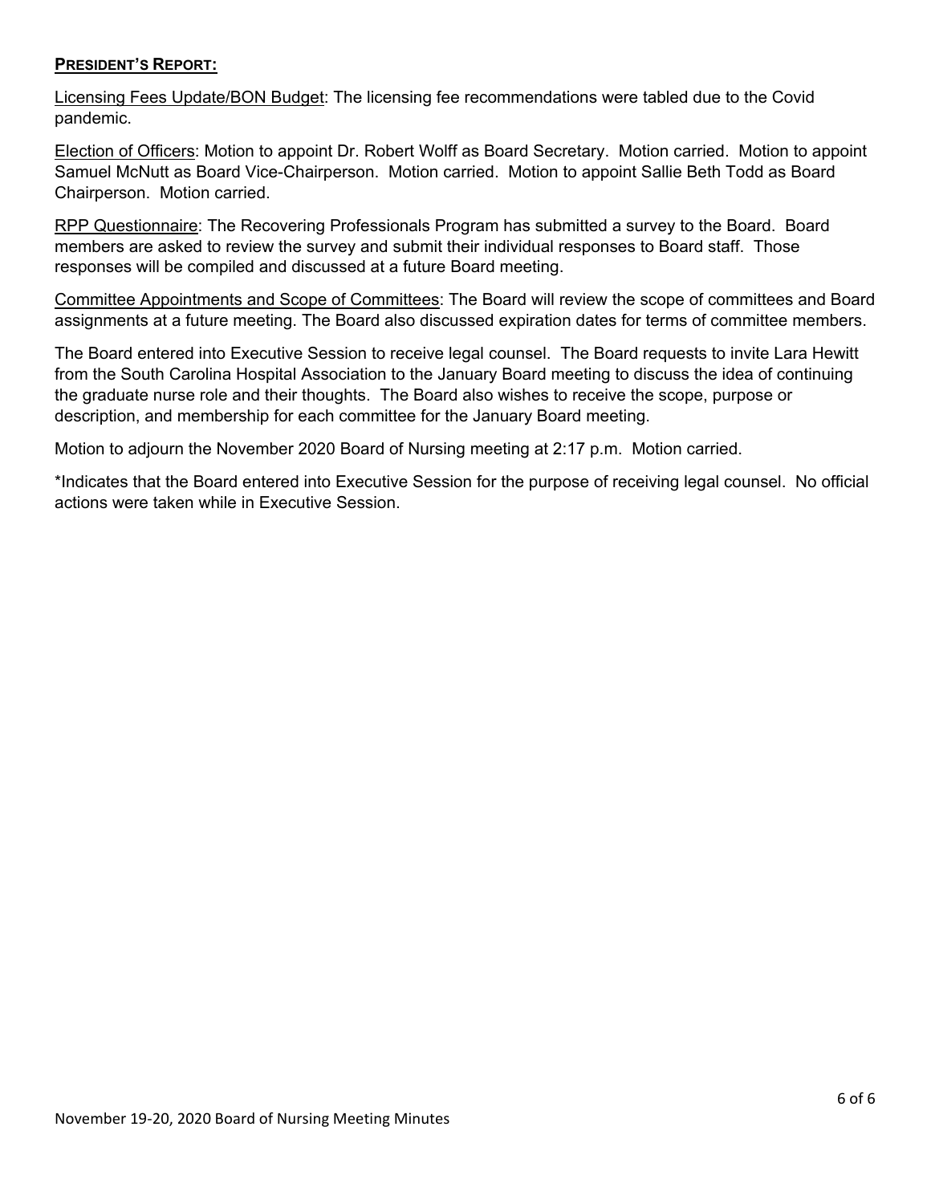**PRESIDENT'S REPORT:**

Licensing Fees Update/BON Budget: The licensing fee recommendations were tabled due to the Covid pandemic.

Election of Officers: Motion to appoint Dr. Robert Wolff as Board Secretary. Motion carried. Motion to appoint Samuel McNutt as Board Vice-Chairperson. Motion carried. Motion to appoint Sallie Beth Todd as Board Chairperson. Motion carried.

RPP Questionnaire: The Recovering Professionals Program has submitted a survey to the Board. Board members are asked to review the survey and submit their individual responses to Board staff. Those responses will be compiled and discussed at a future Board meeting.

Committee Appointments and Scope of Committees: The Board will review the scope of committees and Board assignments at a future meeting. The Board also discussed expiration dates for terms of committee members.

The Board entered into Executive Session to receive legal counsel. The Board requests to invite Lara Hewitt from the South Carolina Hospital Association to the January Board meeting to discuss the idea of continuing the graduate nurse role and their thoughts. The Board also wishes to receive the scope, purpose or description, and membership for each committee for the January Board meeting.

Motion to adjourn the November 2020 Board of Nursing meeting at 2:17 p.m. Motion carried.

*Indicates that the Board entered into Executive Session for the purpose of receiving legal counsel. No official actions were taken while in Executive Session.